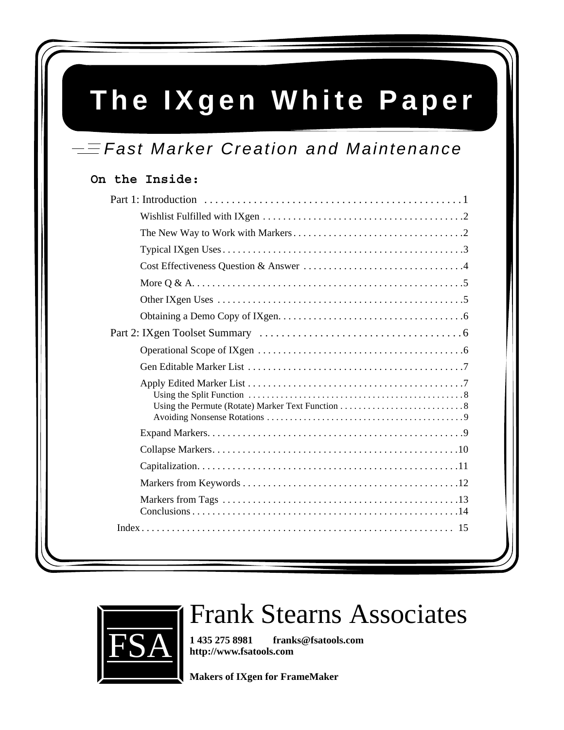# The IXgen White Paper

## Fast Marker Creation and Maintenance

### On the Inside:

- Part 1: Introduction . . . . . . . . . . 1
  - Wishlist Fulfilled with IXgen . . . . . . . . . . 2
  - The New Way to Work with Markers . . . . . . . . . . 2
  - Typical IXgen Uses . . . . . . . . . . 3
  - Cost Effectiveness Question & Answer . . . . . . . . . . 4
  - More Q & A. . . . . . . . . . 5
  - Other IXgen Uses . . . . . . . . . . 5
  - Obtaining a Demo Copy of IXgen. . . . . . . . . . 6
- Part 2: IXgen Toolset Summary . . . . . . . . . . 6
  - Operational Scope of IXgen . . . . . . . . . . 6
  - Gen Editable Marker List . . . . . . . . . . 7
  - Apply Edited Marker List . . . . . . . . . . 7
    - Using the Split Function . . . . . . . . . . 8
    - Using the Permute (Rotate) Marker Text Function . . . . . . . . . . 8
    - Avoiding Nonsense Rotations . . . . . . . . . . 9
  - Expand Markers. . . . . . . . . . 9
  - Collapse Markers. . . . . . . . . . 10
  - Capitalization. . . . . . . . . . 11
  - Markers from Keywords . . . . . . . . . . 12
  - Markers from Tags . . . . . . . . . . 13
  - Conclusions . . . . . . . . . . 14
- Index . . . . . . . . . . 15

FSA

# Frank Stearns Associates

**1 435 275 8981 franks@fsatools.com**
**http://www.fsatools.com**

**Makers of IXgen for FrameMaker**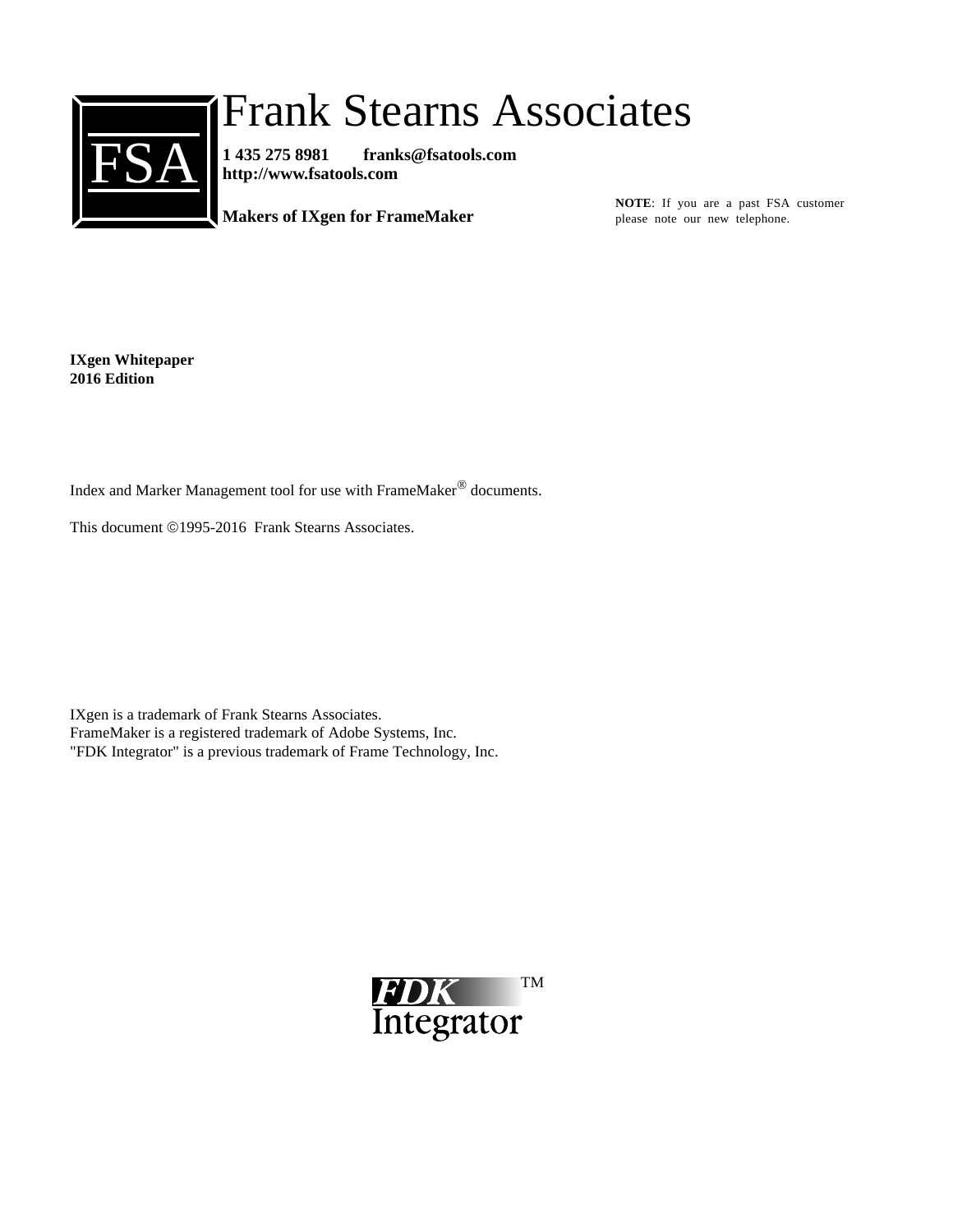FSA

# Frank Stearns Associates

**1 435 275 8981 franks@fsatools.com**
**http://www.fsatools.com**

**Makers of IXgen for FrameMaker**

**NOTE**: If you are a past FSA customer please note our new telephone.

**IXgen Whitepaper**
**2016 Edition**

Index and Marker Management tool for use with FrameMaker® documents.

This document ©1995-2016 Frank Stearns Associates.

IXgen is a trademark of Frank Stearns Associates.
FrameMaker is a registered trademark of Adobe Systems, Inc.
"FDK Integrator" is a previous trademark of Frame Technology, Inc.

FDK Integrator™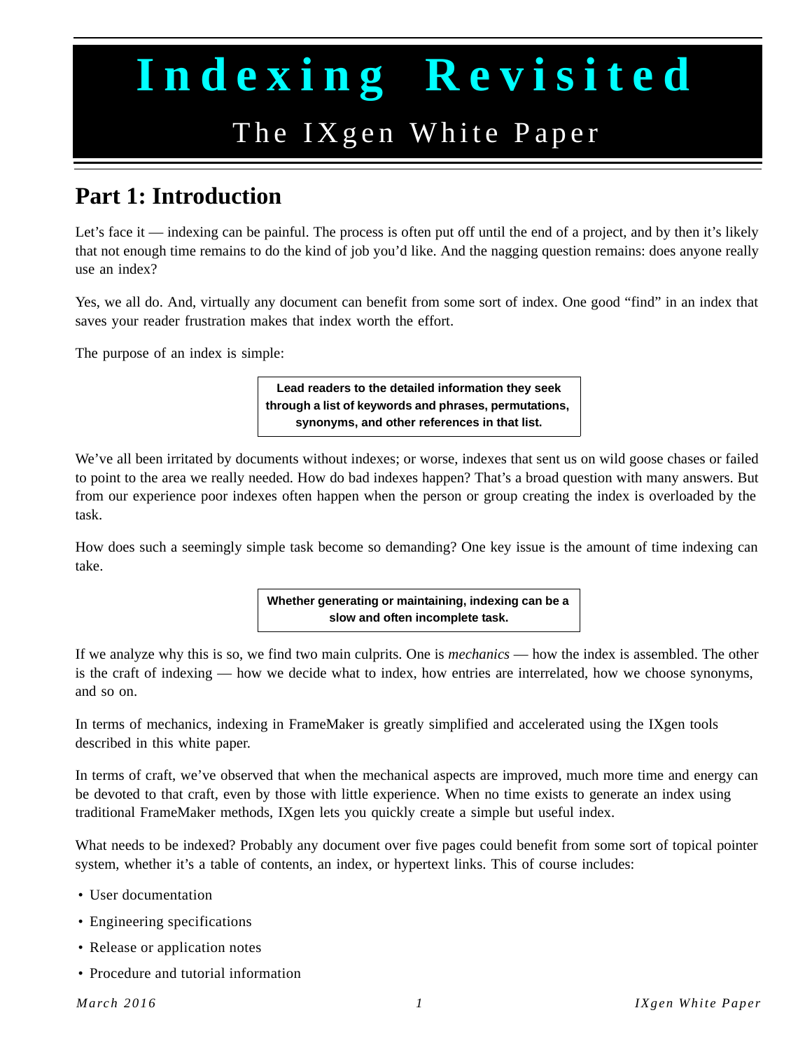# Indexing Revisited

## The IXgen White Paper

## Part 1: Introduction

Let's face it — indexing can be painful. The process is often put off until the end of a project, and by then it's likely that not enough time remains to do the kind of job you'd like. And the nagging question remains: does anyone really use an index?

Yes, we all do. And, virtually any document can benefit from some sort of index. One good "find" in an index that saves your reader frustration makes that index worth the effort.

The purpose of an index is simple:

> **Lead readers to the detailed information they seek through a list of keywords and phrases, permutations, synonyms, and other references in that list.**

We've all been irritated by documents without indexes; or worse, indexes that sent us on wild goose chases or failed to point to the area we really needed. How do bad indexes happen? That's a broad question with many answers. But from our experience poor indexes often happen when the person or group creating the index is overloaded by the task.

How does such a seemingly simple task become so demanding? One key issue is the amount of time indexing can take.

> **Whether generating or maintaining, indexing can be a slow and often incomplete task.**

If we analyze why this is so, we find two main culprits. One is *mechanics* — how the index is assembled. The other is the craft of indexing — how we decide what to index, how entries are interrelated, how we choose synonyms, and so on.

In terms of mechanics, indexing in FrameMaker is greatly simplified and accelerated using the IXgen tools described in this white paper.

In terms of craft, we've observed that when the mechanical aspects are improved, much more time and energy can be devoted to that craft, even by those with little experience. When no time exists to generate an index using traditional FrameMaker methods, IXgen lets you quickly create a simple but useful index.

What needs to be indexed? Probably any document over five pages could benefit from some sort of topical pointer system, whether it's a table of contents, an index, or hypertext links. This of course includes:

- User documentation
- Engineering specifications
- Release or application notes
- Procedure and tutorial information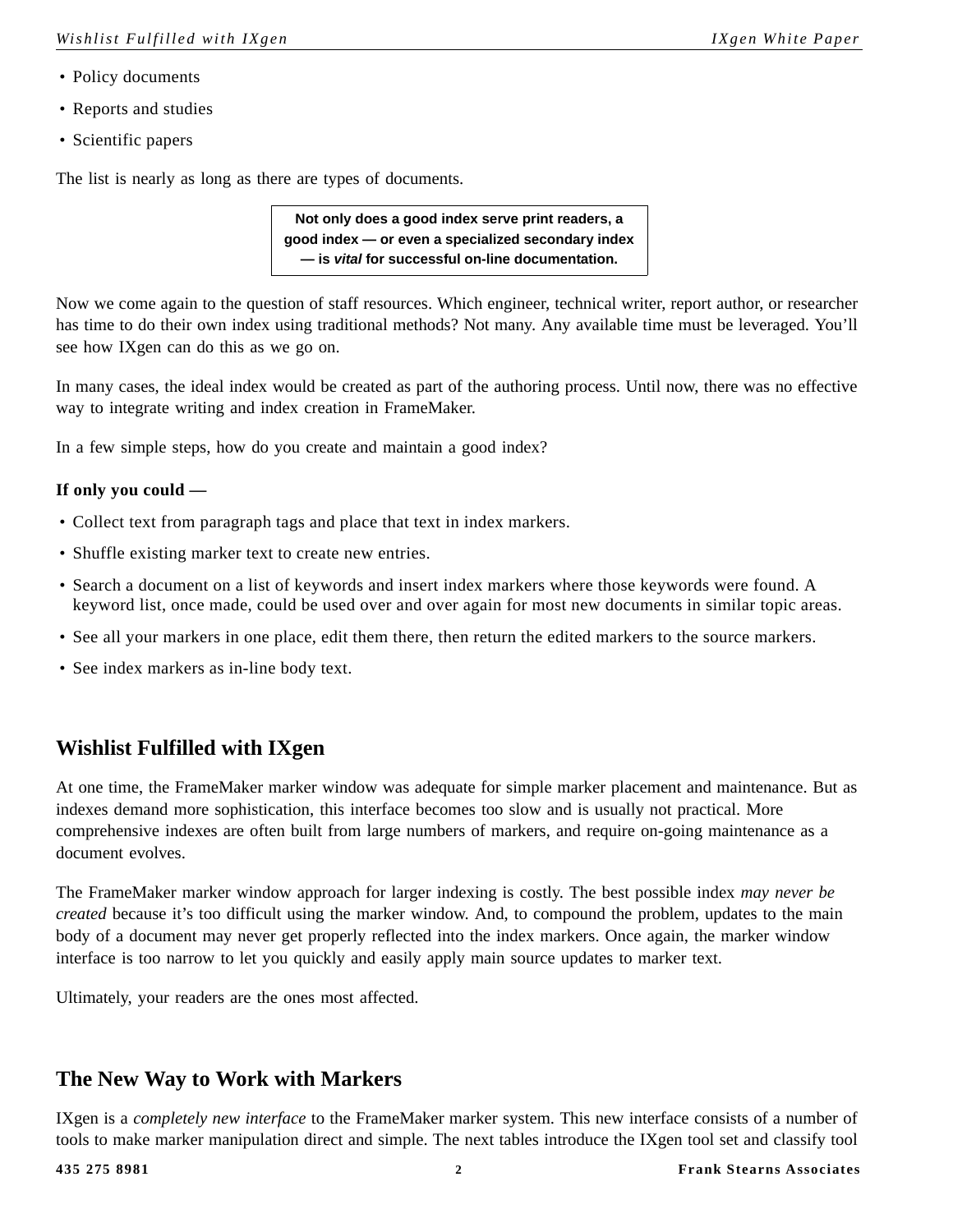- Policy documents
- Reports and studies
- Scientific papers

The list is nearly as long as there are types of documents.

> **Not only does a good index serve print readers, a good index — or even a specialized secondary index — is *vital* for successful on-line documentation.**

Now we come again to the question of staff resources. Which engineer, technical writer, report author, or researcher has time to do their own index using traditional methods? Not many. Any available time must be leveraged. You'll see how IXgen can do this as we go on.

In many cases, the ideal index would be created as part of the authoring process. Until now, there was no effective way to integrate writing and index creation in FrameMaker.

In a few simple steps, how do you create and maintain a good index?

**If only you could —**

- Collect text from paragraph tags and place that text in index markers.
- Shuffle existing marker text to create new entries.
- Search a document on a list of keywords and insert index markers where those keywords were found. A keyword list, once made, could be used over and over again for most new documents in similar topic areas.
- See all your markers in one place, edit them there, then return the edited markers to the source markers.
- See index markers as in-line body text.

## Wishlist Fulfilled with IXgen

At one time, the FrameMaker marker window was adequate for simple marker placement and maintenance. But as indexes demand more sophistication, this interface becomes too slow and is usually not practical. More comprehensive indexes are often built from large numbers of markers, and require on-going maintenance as a document evolves.

The FrameMaker marker window approach for larger indexing is costly. The best possible index *may never be created* because it's too difficult using the marker window. And, to compound the problem, updates to the main body of a document may never get properly reflected into the index markers. Once again, the marker window interface is too narrow to let you quickly and easily apply main source updates to marker text.

Ultimately, your readers are the ones most affected.

## The New Way to Work with Markers

IXgen is a *completely new interface* to the FrameMaker marker system. This new interface consists of a number of tools to make marker manipulation direct and simple. The next tables introduce the IXgen tool set and classify tool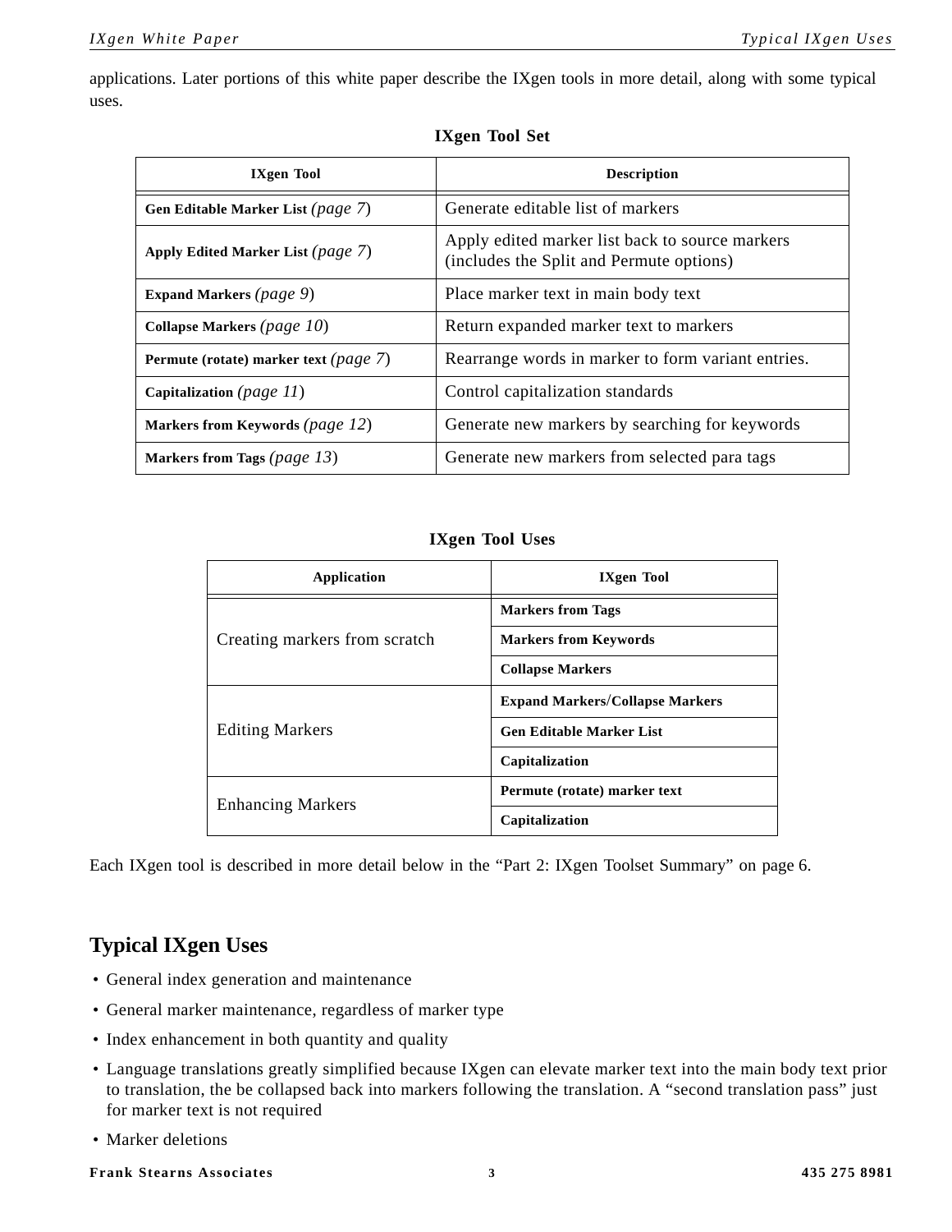applications. Later portions of this white paper describe the IXgen tools in more detail, along with some typical uses.

**IXgen Tool Set**

| IXgen Tool | Description |
|---|---|
| **Gen Editable Marker List** *(page 7)* | Generate editable list of markers |
| **Apply Edited Marker List** *(page 7)* | Apply edited marker list back to source markers (includes the Split and Permute options) |
| **Expand Markers** *(page 9)* | Place marker text in main body text |
| **Collapse Markers** *(page 10)* | Return expanded marker text to markers |
| **Permute (rotate) marker text** *(page 7)* | Rearrange words in marker to form variant entries. |
| **Capitalization** *(page 11)* | Control capitalization standards |
| **Markers from Keywords** *(page 12)* | Generate new markers by searching for keywords |
| **Markers from Tags** *(page 13)* | Generate new markers from selected para tags |

**IXgen Tool Uses**

| Application | IXgen Tool |
|---|---|
| Creating markers from scratch | **Markers from Tags** |
| | **Markers from Keywords** |
| | **Collapse Markers** |
| Editing Markers | **Expand Markers/Collapse Markers** |
| | **Gen Editable Marker List** |
| | **Capitalization** |
| Enhancing Markers | **Permute (rotate) marker text** |
| | **Capitalization** |

Each IXgen tool is described in more detail below in the “Part 2: IXgen Toolset Summary” on page 6.

## Typical IXgen Uses

- General index generation and maintenance
- General marker maintenance, regardless of marker type
- Index enhancement in both quantity and quality
- Language translations greatly simplified because IXgen can elevate marker text into the main body text prior to translation, the be collapsed back into markers following the translation. A “second translation pass” just for marker text is not required
- Marker deletions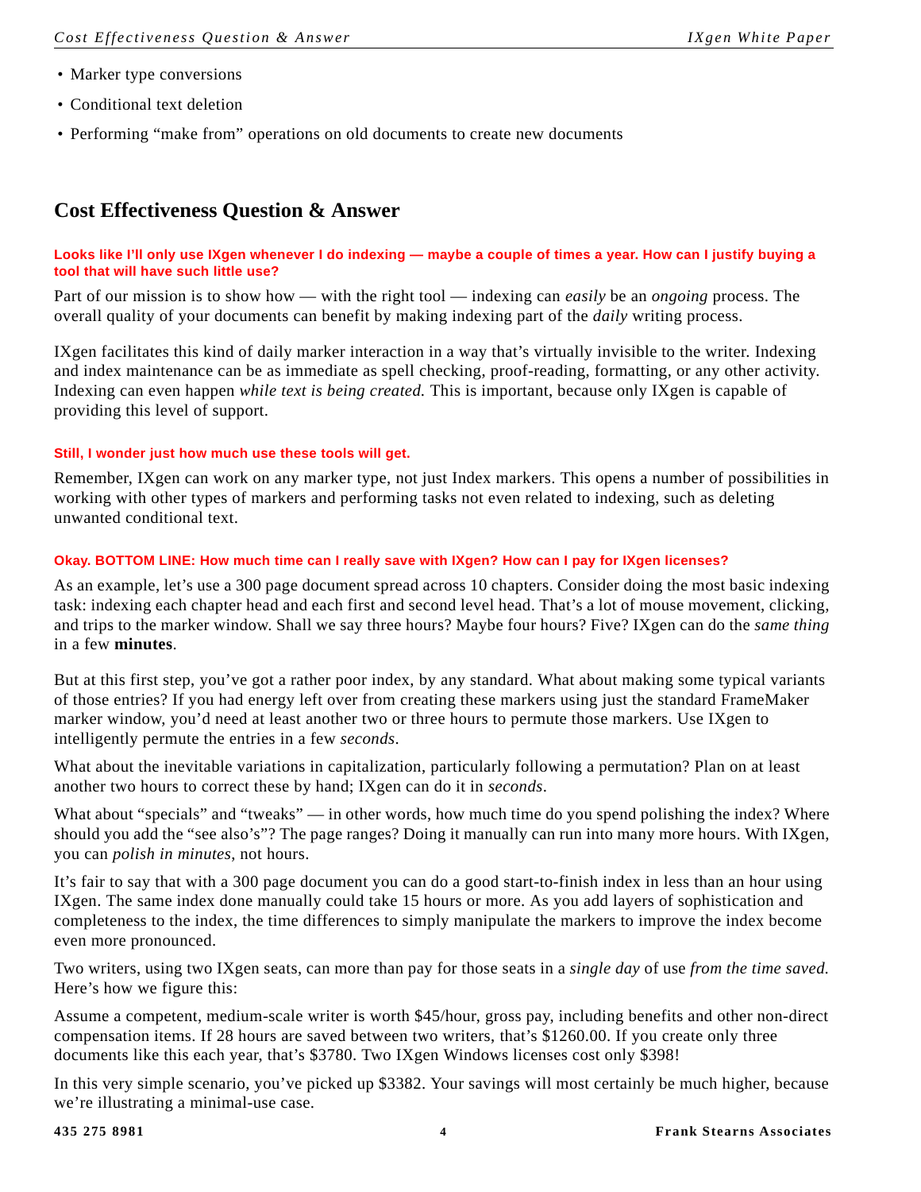- Marker type conversions
- Conditional text deletion
- Performing “make from” operations on old documents to create new documents

## Cost Effectiveness Question & Answer

**Looks like I’ll only use IXgen whenever I do indexing — maybe a couple of times a year. How can I justify buying a tool that will have such little use?**

Part of our mission is to show how — with the right tool — indexing can *easily* be an *ongoing* process. The overall quality of your documents can benefit by making indexing part of the *daily* writing process.

IXgen facilitates this kind of daily marker interaction in a way that’s virtually invisible to the writer. Indexing and index maintenance can be as immediate as spell checking, proof-reading, formatting, or any other activity. Indexing can even happen *while text is being created.* This is important, because only IXgen is capable of providing this level of support.

**Still, I wonder just how much use these tools will get.**

Remember, IXgen can work on any marker type, not just Index markers. This opens a number of possibilities in working with other types of markers and performing tasks not even related to indexing, such as deleting unwanted conditional text.

**Okay. BOTTOM LINE: How much time can I really save with IXgen? How can I pay for IXgen licenses?**

As an example, let’s use a 300 page document spread across 10 chapters. Consider doing the most basic indexing task: indexing each chapter head and each first and second level head. That’s a lot of mouse movement, clicking, and trips to the marker window. Shall we say three hours? Maybe four hours? Five? IXgen can do the *same thing* in a few **minutes**.

But at this first step, you’ve got a rather poor index, by any standard. What about making some typical variants of those entries? If you had energy left over from creating these markers using just the standard FrameMaker marker window, you’d need at least another two or three hours to permute those markers. Use IXgen to intelligently permute the entries in a few *seconds*.

What about the inevitable variations in capitalization, particularly following a permutation? Plan on at least another two hours to correct these by hand; IXgen can do it in *seconds*.

What about “specials” and “tweaks” — in other words, how much time do you spend polishing the index? Where should you add the “see also’s”? The page ranges? Doing it manually can run into many more hours. With IXgen, you can *polish in minutes,* not hours.

It’s fair to say that with a 300 page document you can do a good start-to-finish index in less than an hour using IXgen. The same index done manually could take 15 hours or more. As you add layers of sophistication and completeness to the index, the time differences to simply manipulate the markers to improve the index become even more pronounced.

Two writers, using two IXgen seats, can more than pay for those seats in a *single day* of use *from the time saved.* Here’s how we figure this:

Assume a competent, medium-scale writer is worth $45/hour, gross pay, including benefits and other non-direct compensation items. If 28 hours are saved between two writers, that’s $1260.00. If you create only three documents like this each year, that’s $3780. Two IXgen Windows licenses cost only $398!

In this very simple scenario, you’ve picked up $3382. Your savings will most certainly be much higher, because we’re illustrating a minimal-use case.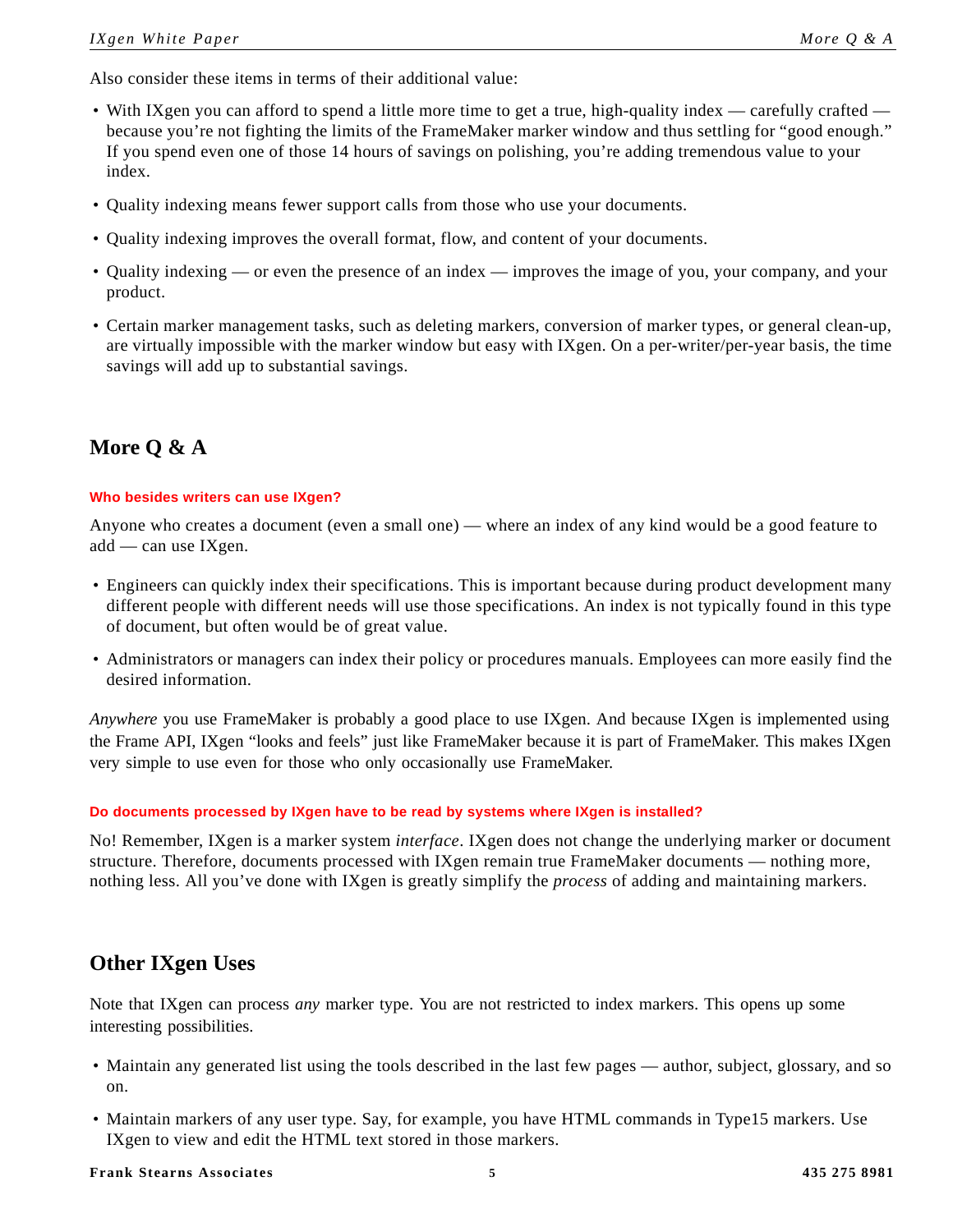Also consider these items in terms of their additional value:

- With IXgen you can afford to spend a little more time to get a true, high-quality index — carefully crafted — because you're not fighting the limits of the FrameMaker marker window and thus settling for "good enough." If you spend even one of those 14 hours of savings on polishing, you're adding tremendous value to your index.
- Quality indexing means fewer support calls from those who use your documents.
- Quality indexing improves the overall format, flow, and content of your documents.
- Quality indexing — or even the presence of an index — improves the image of you, your company, and your product.
- Certain marker management tasks, such as deleting markers, conversion of marker types, or general clean-up, are virtually impossible with the marker window but easy with IXgen. On a per-writer/per-year basis, the time savings will add up to substantial savings.

## More Q & A

#### Who besides writers can use IXgen?

Anyone who creates a document (even a small one) — where an index of any kind would be a good feature to add — can use IXgen.

- Engineers can quickly index their specifications. This is important because during product development many different people with different needs will use those specifications. An index is not typically found in this type of document, but often would be of great value.
- Administrators or managers can index their policy or procedures manuals. Employees can more easily find the desired information.

*Anywhere* you use FrameMaker is probably a good place to use IXgen. And because IXgen is implemented using the Frame API, IXgen "looks and feels" just like FrameMaker because it is part of FrameMaker. This makes IXgen very simple to use even for those who only occasionally use FrameMaker.

#### Do documents processed by IXgen have to be read by systems where IXgen is installed?

No! Remember, IXgen is a marker system *interface*. IXgen does not change the underlying marker or document structure. Therefore, documents processed with IXgen remain true FrameMaker documents — nothing more, nothing less. All you've done with IXgen is greatly simplify the *process* of adding and maintaining markers.

## Other IXgen Uses

Note that IXgen can process *any* marker type. You are not restricted to index markers. This opens up some interesting possibilities.

- Maintain any generated list using the tools described in the last few pages — author, subject, glossary, and so on.
- Maintain markers of any user type. Say, for example, you have HTML commands in Type15 markers. Use IXgen to view and edit the HTML text stored in those markers.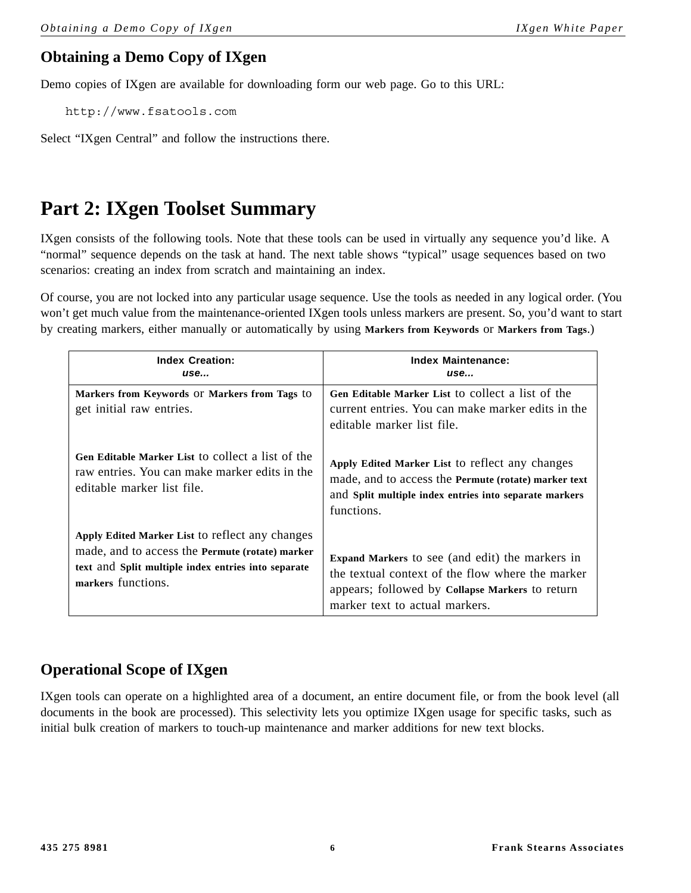## Obtaining a Demo Copy of IXgen

Demo copies of IXgen are available for downloading form our web page. Go to this URL:

```
http://www.fsatools.com
```

Select “IXgen Central” and follow the instructions there.

# Part 2: IXgen Toolset Summary

IXgen consists of the following tools. Note that these tools can be used in virtually any sequence you’d like. A “normal” sequence depends on the task at hand. The next table shows “typical” usage sequences based on two scenarios: creating an index from scratch and maintaining an index.

Of course, you are not locked into any particular usage sequence. Use the tools as needed in any logical order. (You won’t get much value from the maintenance-oriented IXgen tools unless markers are present. So, you’d want to start by creating markers, either manually or automatically by using **Markers from Keywords** or **Markers from Tags**.)

| **Index Creation:** *use...* | **Index Maintenance:** *use...* |
|---|---|
| **Markers from Keywords** or **Markers from Tags** to get initial raw entries. | **Gen Editable Marker List** to collect a list of the current entries. You can make marker edits in the editable marker list file. |
| **Gen Editable Marker List** to collect a list of the raw entries. You can make marker edits in the editable marker list file. | **Apply Edited Marker List** to reflect any changes made, and to access the **Permute (rotate) marker text** and **Split multiple index entries into separate markers** functions. |
| **Apply Edited Marker List** to reflect any changes made, and to access the **Permute (rotate) marker text** and **Split multiple index entries into separate markers** functions. | **Expand Markers** to see (and edit) the markers in the textual context of the flow where the marker appears; followed by **Collapse Markers** to return marker text to actual markers. |

## Operational Scope of IXgen

IXgen tools can operate on a highlighted area of a document, an entire document file, or from the book level (all documents in the book are processed). This selectivity lets you optimize IXgen usage for specific tasks, such as initial bulk creation of markers to touch-up maintenance and marker additions for new text blocks.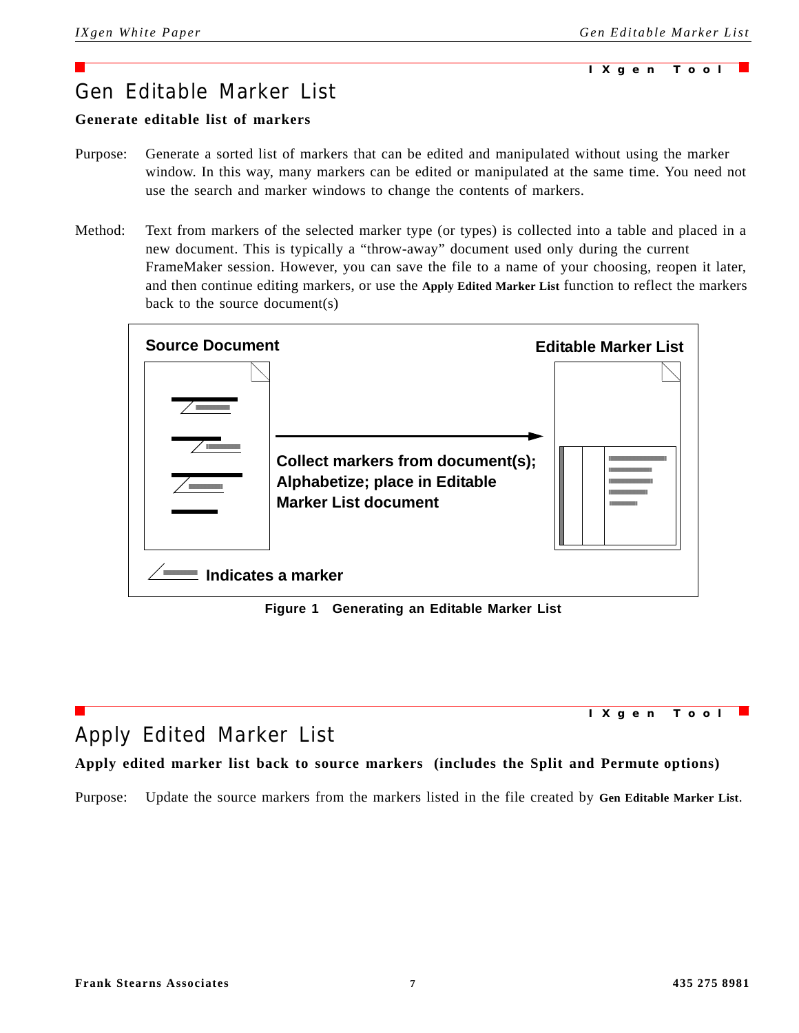IXgen Tool

# Gen Editable Marker List

**Generate editable list of markers**

Purpose: Generate a sorted list of markers that can be edited and manipulated without using the marker window. In this way, many markers can be edited or manipulated at the same time. You need not use the search and marker windows to change the contents of markers.

Method: Text from markers of the selected marker type (or types) is collected into a table and placed in a new document. This is typically a “throw-away” document used only during the current FrameMaker session. However, you can save the file to a name of your choosing, reopen it later, and then continue editing markers, or use the **Apply Edited Marker List** function to reflect the markers back to the source document(s)

Source Document

Editable Marker List

Collect markers from document(s); Alphabetize; place in Editable Marker List document

Indicates a marker

**Figure 1 Generating an Editable Marker List**

IXgen Tool

# Apply Edited Marker List

**Apply edited marker list back to source markers (includes the Split and Permute options)**

Purpose: Update the source markers from the markers listed in the file created by **Gen Editable Marker List**.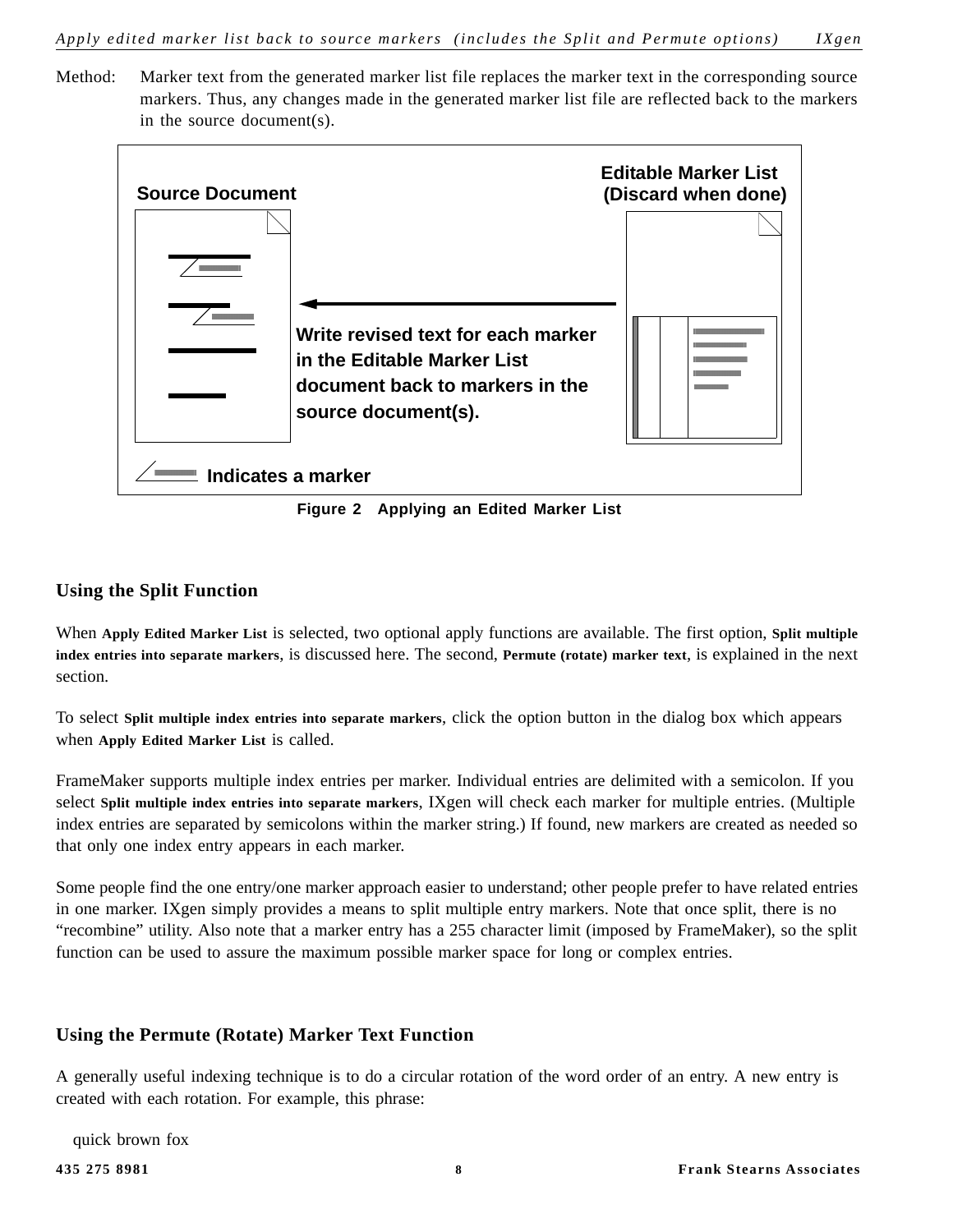Method: Marker text from the generated marker list file replaces the marker text in the corresponding source markers. Thus, any changes made in the generated marker list file are reflected back to the markers in the source document(s).

Source Document

Editable Marker List (Discard when done)

Write revised text for each marker in the Editable Marker List document back to markers in the source document(s).

Indicates a marker

**Figure 2 Applying an Edited Marker List**

## Using the Split Function

When **Apply Edited Marker List** is selected, two optional apply functions are available. The first option, **Split multiple index entries into separate markers**, is discussed here. The second, **Permute (rotate) marker text**, is explained in the next section.

To select **Split multiple index entries into separate markers**, click the option button in the dialog box which appears when **Apply Edited Marker List** is called.

FrameMaker supports multiple index entries per marker. Individual entries are delimited with a semicolon. If you select **Split multiple index entries into separate markers**, IXgen will check each marker for multiple entries. (Multiple index entries are separated by semicolons within the marker string.) If found, new markers are created as needed so that only one index entry appears in each marker.

Some people find the one entry/one marker approach easier to understand; other people prefer to have related entries in one marker. IXgen simply provides a means to split multiple entry markers. Note that once split, there is no “recombine” utility. Also note that a marker entry has a 255 character limit (imposed by FrameMaker), so the split function can be used to assure the maximum possible marker space for long or complex entries.

## Using the Permute (Rotate) Marker Text Function

A generally useful indexing technique is to do a circular rotation of the word order of an entry. A new entry is created with each rotation. For example, this phrase:

quick brown fox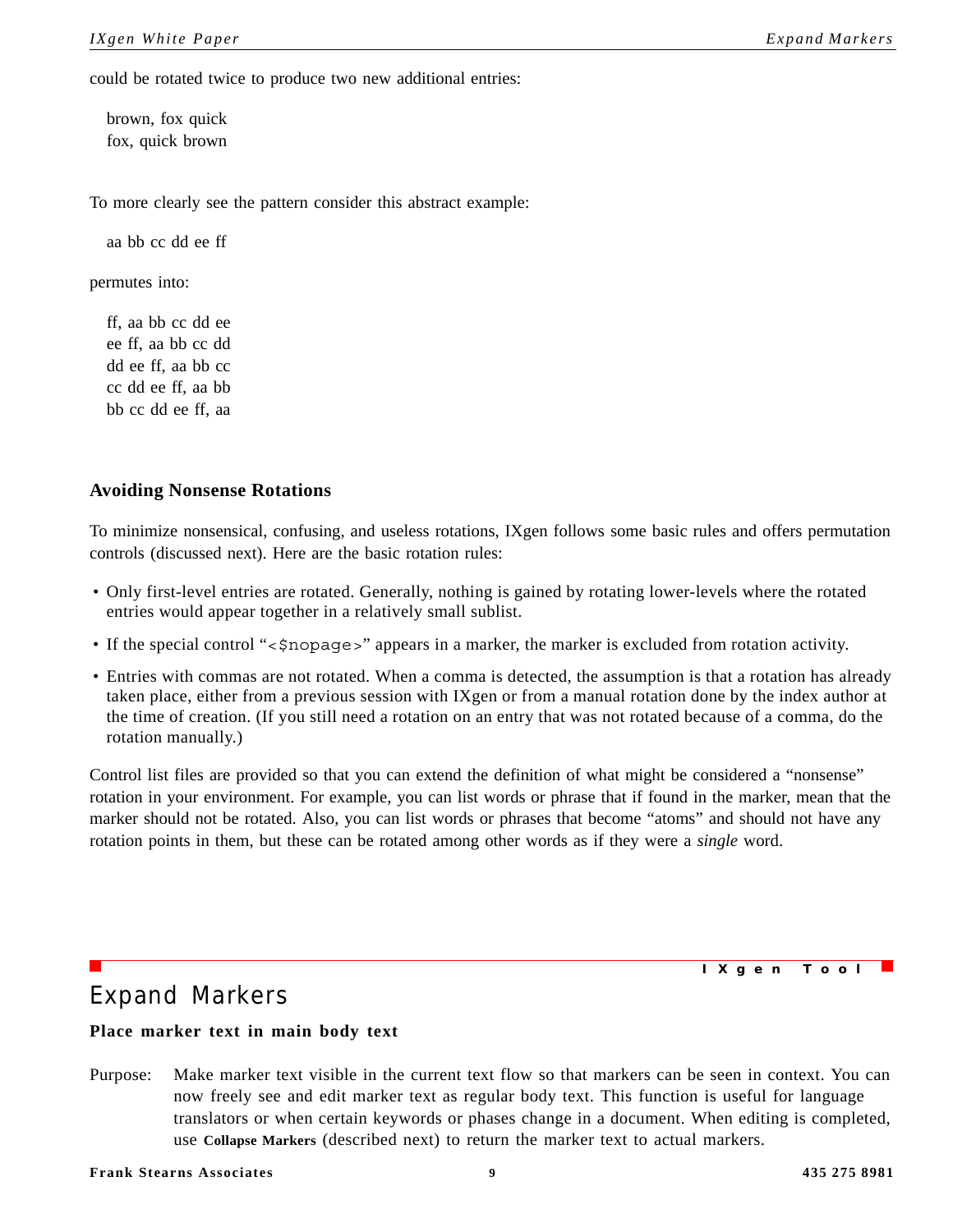could be rotated twice to produce two new additional entries:

brown, fox quick
fox, quick brown

To more clearly see the pattern consider this abstract example:

aa bb cc dd ee ff

permutes into:

ff, aa bb cc dd ee
ee ff, aa bb cc dd
dd ee ff, aa bb cc
cc dd ee ff, aa bb
bb cc dd ee ff, aa

### Avoiding Nonsense Rotations

To minimize nonsensical, confusing, and useless rotations, IXgen follows some basic rules and offers permutation controls (discussed next). Here are the basic rotation rules:

- Only first-level entries are rotated. Generally, nothing is gained by rotating lower-levels where the rotated entries would appear together in a relatively small sublist.
- If the special control “`<$nopage>`” appears in a marker, the marker is excluded from rotation activity.
- Entries with commas are not rotated. When a comma is detected, the assumption is that a rotation has already taken place, either from a previous session with IXgen or from a manual rotation done by the index author at the time of creation. (If you still need a rotation on an entry that was not rotated because of a comma, do the rotation manually.)

Control list files are provided so that you can extend the definition of what might be considered a “nonsense” rotation in your environment. For example, you can list words or phrase that if found in the marker, mean that the marker should not be rotated. Also, you can list words or phrases that become “atoms” and should not have any rotation points in them, but these can be rotated among other words as if they were a *single* word.

IXgen Tool

## Expand Markers

**Place marker text in main body text**

Purpose: Make marker text visible in the current text flow so that markers can be seen in context. You can now freely see and edit marker text as regular body text. This function is useful for language translators or when certain keywords or phases change in a document. When editing is completed, use **Collapse Markers** (described next) to return the marker text to actual markers.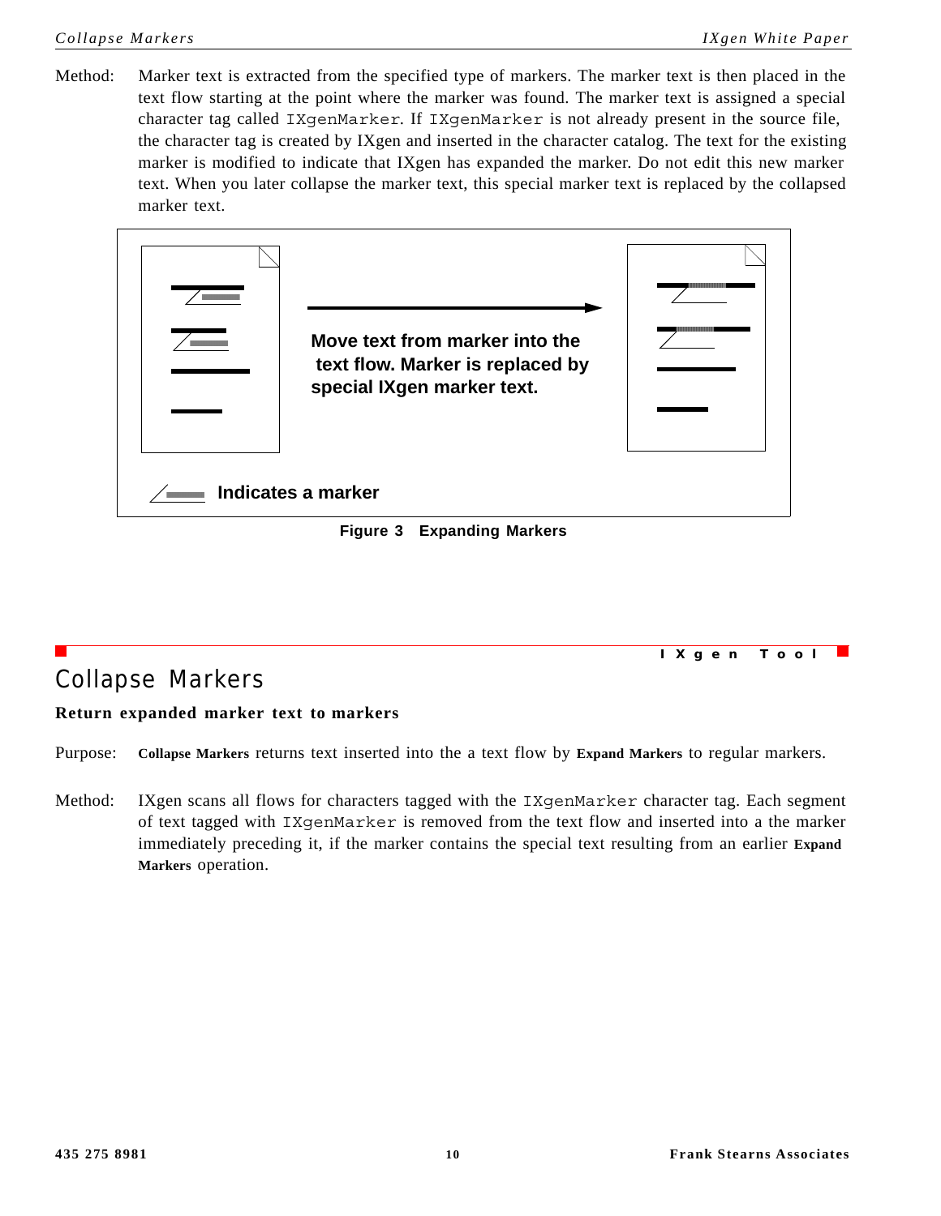Method: Marker text is extracted from the specified type of markers. The marker text is then placed in the text flow starting at the point where the marker was found. The marker text is assigned a special character tag called `IXgenMarker`. If `IXgenMarker` is not already present in the source file, the character tag is created by IXgen and inserted in the character catalog. The text for the existing marker is modified to indicate that IXgen has expanded the marker. Do not edit this new marker text. When you later collapse the marker text, this special marker text is replaced by the collapsed marker text.

Move text from marker into the text flow. Marker is replaced by special IXgen marker text.

Indicates a marker

**Figure 3 Expanding Markers**

IXgen Tool

# Collapse Markers

**Return expanded marker text to markers**

Purpose: **Collapse Markers** returns text inserted into the a text flow by **Expand Markers** to regular markers.

Method: IXgen scans all flows for characters tagged with the `IXgenMarker` character tag. Each segment of text tagged with `IXgenMarker` is removed from the text flow and inserted into a the marker immediately preceding it, if the marker contains the special text resulting from an earlier **Expand Markers** operation.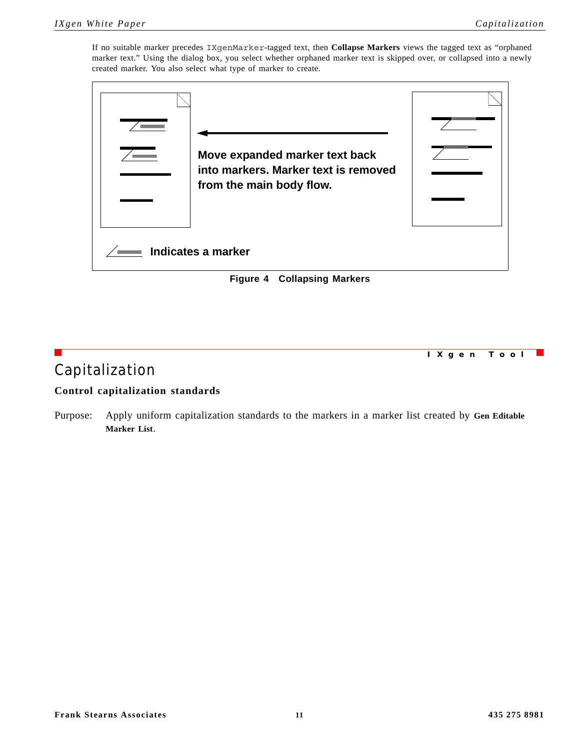If no suitable marker precedes `IXgenMarker`-tagged text, then **Collapse Markers** views the tagged text as "orphaned marker text." Using the dialog box, you select whether orphaned marker text is skipped over, or collapsed into a newly created marker. You also select what type of marker to create.

**Move expanded marker text back into markers. Marker text is removed from the main body flow.**

**Indicates a marker**

**Figure 4 Collapsing Markers**

**I X g e n T o o l**

# Capitalization

### Control capitalization standards

Purpose: Apply uniform capitalization standards to the markers in a marker list created by **Gen Editable Marker List**.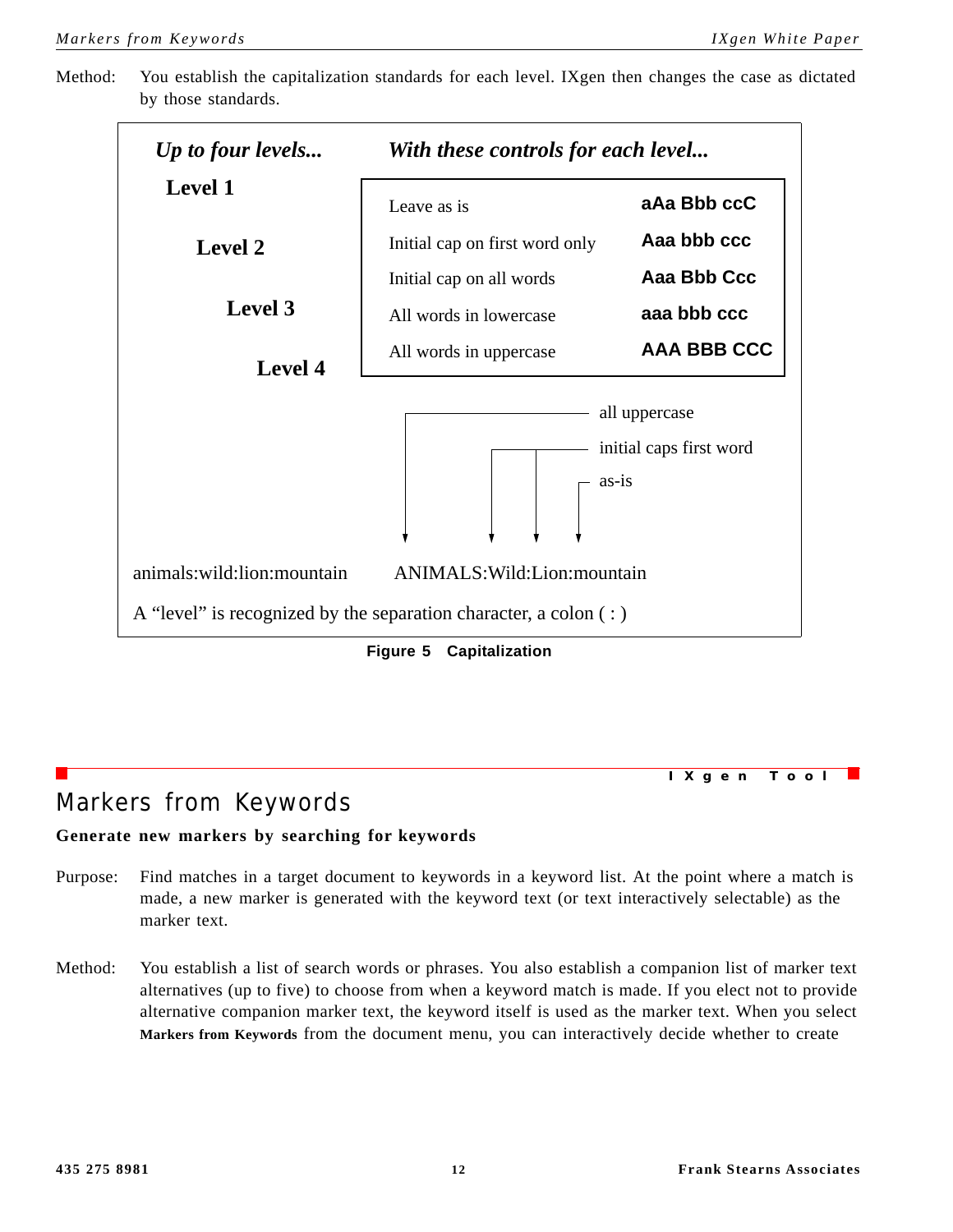Method: You establish the capitalization standards for each level. IXgen then changes the case as dictated by those standards.

*Up to four levels...* | *With these controls for each level...*

**Level 1**

**Level 2**

**Level 3**

**Level 4**

| Control | Example |
|---|---|
| Leave as is | **aAa Bbb ccC** |
| Initial cap on first word only | **Aaa bbb ccc** |
| Initial cap on all words | **Aaa Bbb Ccc** |
| All words in lowercase | **aaa bbb ccc** |
| All words in uppercase | **AAA BBB CCC** |

all uppercase

initial caps first word

as-is

animals:wild:lion:mountain ANIMALS:Wild:Lion:mountain

A "level" is recognized by the separation character, a colon ( : )

**Figure 5 Capitalization**

**IXgen Tool**

# Markers from Keywords

**Generate new markers by searching for keywords**

Purpose: Find matches in a target document to keywords in a keyword list. At the point where a match is made, a new marker is generated with the keyword text (or text interactively selectable) as the marker text.

Method: You establish a list of search words or phrases. You also establish a companion list of marker text alternatives (up to five) to choose from when a keyword match is made. If you elect not to provide alternative companion marker text, the keyword itself is used as the marker text. When you select **Markers from Keywords** from the document menu, you can interactively decide whether to create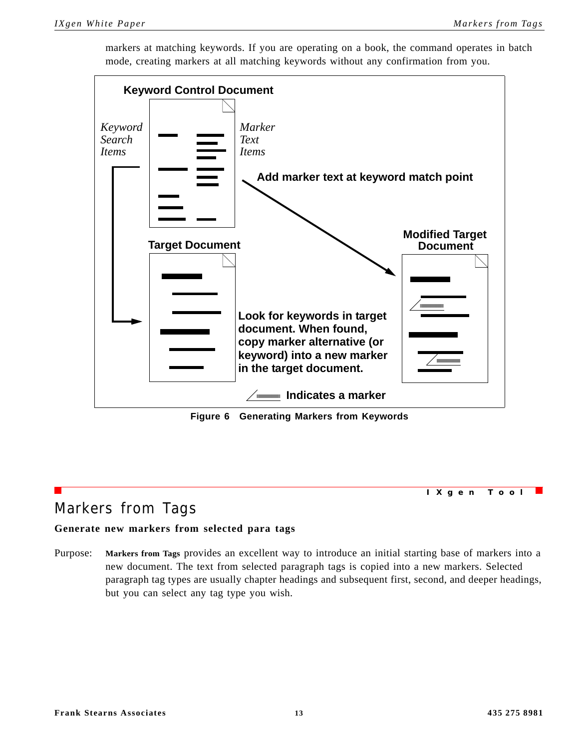markers at matching keywords. If you are operating on a book, the command operates in batch mode, creating markers at all matching keywords without any confirmation from you.

Keyword Control Document

*Keyword Search Items*

*Marker Text Items*

Add marker text at keyword match point

Target Document

Modified Target Document

Look for keywords in target document. When found, copy marker alternative (or keyword) into a new marker in the target document.

Indicates a marker

**Figure 6 Generating Markers from Keywords**

IXgen Tool

# Markers from Tags

**Generate new markers from selected para tags**

Purpose: **Markers from Tags** provides an excellent way to introduce an initial starting base of markers into a new document. The text from selected paragraph tags is copied into a new markers. Selected paragraph tag types are usually chapter headings and subsequent first, second, and deeper headings, but you can select any tag type you wish.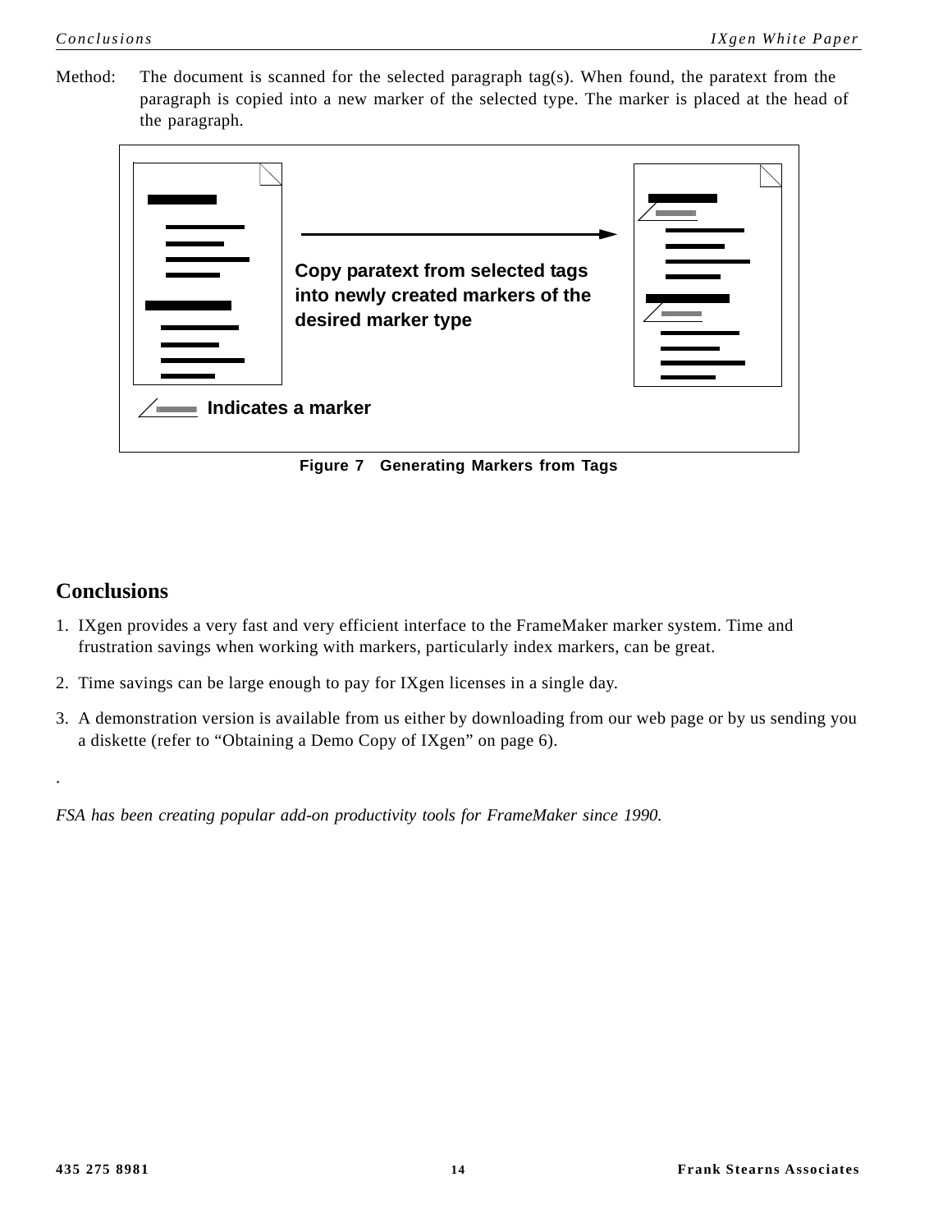Method: The document is scanned for the selected paragraph tag(s). When found, the paratext from the paragraph is copied into a new marker of the selected type. The marker is placed at the head of the paragraph.

Copy paratext from selected tags into newly created markers of the desired marker type

Indicates a marker

**Figure 7 Generating Markers from Tags**

## Conclusions

1. IXgen provides a very fast and very efficient interface to the FrameMaker marker system. Time and frustration savings when working with markers, particularly index markers, can be great.
2. Time savings can be large enough to pay for IXgen licenses in a single day.
3. A demonstration version is available from us either by downloading from our web page or by us sending you a diskette (refer to “Obtaining a Demo Copy of IXgen” on page 6).

.

*FSA has been creating popular add-on productivity tools for FrameMaker since 1990.*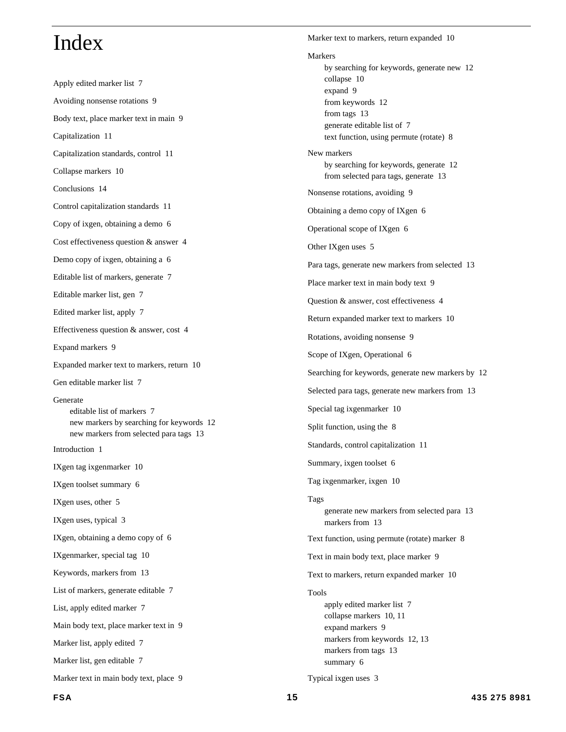# Index

Apply edited marker list 7

Avoiding nonsense rotations 9

Body text, place marker text in main 9

Capitalization 11

Capitalization standards, control 11

Collapse markers 10

Conclusions 14

Control capitalization standards 11

Copy of ixgen, obtaining a demo 6

Cost effectiveness question & answer 4

Demo copy of ixgen, obtaining a 6

Editable list of markers, generate 7

Editable marker list, gen 7

Edited marker list, apply 7

Effectiveness question & answer, cost 4

Expand markers 9

Expanded marker text to markers, return 10

Gen editable marker list 7

Generate
- editable list of markers 7
- new markers by searching for keywords 12
- new markers from selected para tags 13

Introduction 1

IXgen tag ixgenmarker 10

IXgen toolset summary 6

IXgen uses, other 5

IXgen uses, typical 3

IXgen, obtaining a demo copy of 6

IXgenmarker, special tag 10

Keywords, markers from 13

List of markers, generate editable 7

List, apply edited marker 7

Main body text, place marker text in 9

Marker list, apply edited 7

Marker list, gen editable 7

Marker text in main body text, place 9

Marker text to markers, return expanded 10

Markers
- by searching for keywords, generate new 12
- collapse 10
- expand 9
- from keywords 12
- from tags 13
- generate editable list of 7
- text function, using permute (rotate) 8

New markers
- by searching for keywords, generate 12
- from selected para tags, generate 13

Nonsense rotations, avoiding 9

Obtaining a demo copy of IXgen 6

Operational scope of IXgen 6

Other IXgen uses 5

Para tags, generate new markers from selected 13

Place marker text in main body text 9

Question & answer, cost effectiveness 4

Return expanded marker text to markers 10

Rotations, avoiding nonsense 9

Scope of IXgen, Operational 6

Searching for keywords, generate new markers by 12

Selected para tags, generate new markers from 13

Special tag ixgenmarker 10

Split function, using the 8

Standards, control capitalization 11

Summary, ixgen toolset 6

Tag ixgenmarker, ixgen 10

Tags
- generate new markers from selected para 13
- markers from 13

Text function, using permute (rotate) marker 8

Text in main body text, place marker 9

Text to markers, return expanded marker 10

Tools
- apply edited marker list 7
- collapse markers 10, 11
- expand markers 9
- markers from keywords 12, 13
- markers from tags 13
- summary 6

Typical ixgen uses 3